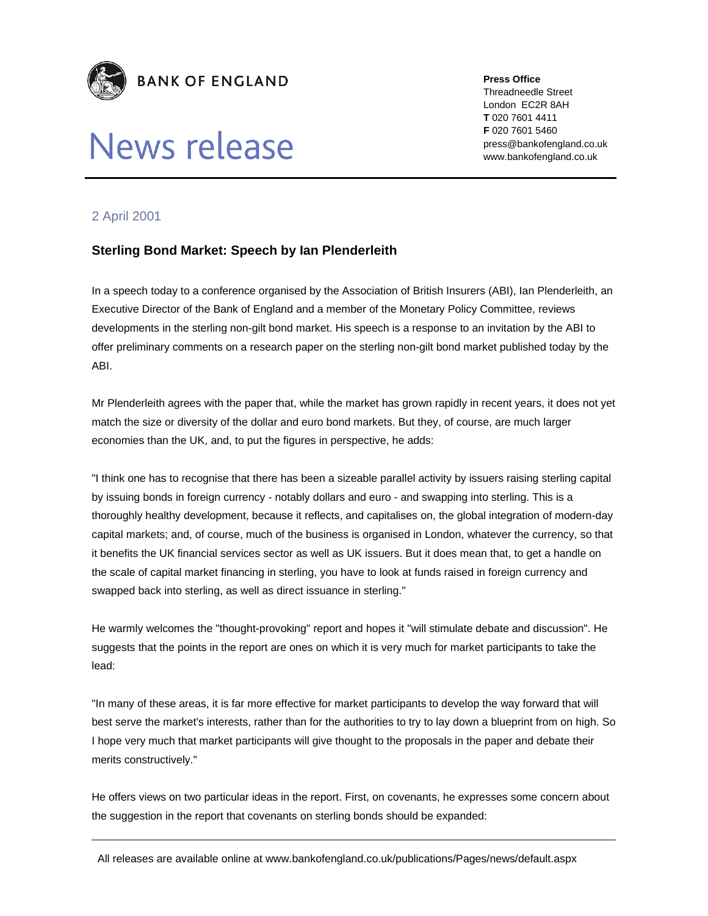**BANK OF ENGLAND**

# News release

**Press Office**
Threadneedle Street
London EC2R 8AH
**T** 020 7601 4411
**F** 020 7601 5460
press@bankofengland.co.uk
www.bankofengland.co.uk

2 April 2001

## Sterling Bond Market: Speech by Ian Plenderleith

In a speech today to a conference organised by the Association of British Insurers (ABI), Ian Plenderleith, an Executive Director of the Bank of England and a member of the Monetary Policy Committee, reviews developments in the sterling non-gilt bond market. His speech is a response to an invitation by the ABI to offer preliminary comments on a research paper on the sterling non-gilt bond market published today by the ABI.

Mr Plenderleith agrees with the paper that, while the market has grown rapidly in recent years, it does not yet match the size or diversity of the dollar and euro bond markets. But they, of course, are much larger economies than the UK, and, to put the figures in perspective, he adds:

"I think one has to recognise that there has been a sizeable parallel activity by issuers raising sterling capital by issuing bonds in foreign currency - notably dollars and euro - and swapping into sterling. This is a thoroughly healthy development, because it reflects, and capitalises on, the global integration of modern-day capital markets; and, of course, much of the business is organised in London, whatever the currency, so that it benefits the UK financial services sector as well as UK issuers. But it does mean that, to get a handle on the scale of capital market financing in sterling, you have to look at funds raised in foreign currency and swapped back into sterling, as well as direct issuance in sterling."

He warmly welcomes the "thought-provoking" report and hopes it "will stimulate debate and discussion". He suggests that the points in the report are ones on which it is very much for market participants to take the lead:

"In many of these areas, it is far more effective for market participants to develop the way forward that will best serve the market's interests, rather than for the authorities to try to lay down a blueprint from on high. So I hope very much that market participants will give thought to the proposals in the paper and debate their merits constructively."

He offers views on two particular ideas in the report. First, on covenants, he expresses some concern about the suggestion in the report that covenants on sterling bonds should be expanded:

All releases are available online at www.bankofengland.co.uk/publications/Pages/news/default.aspx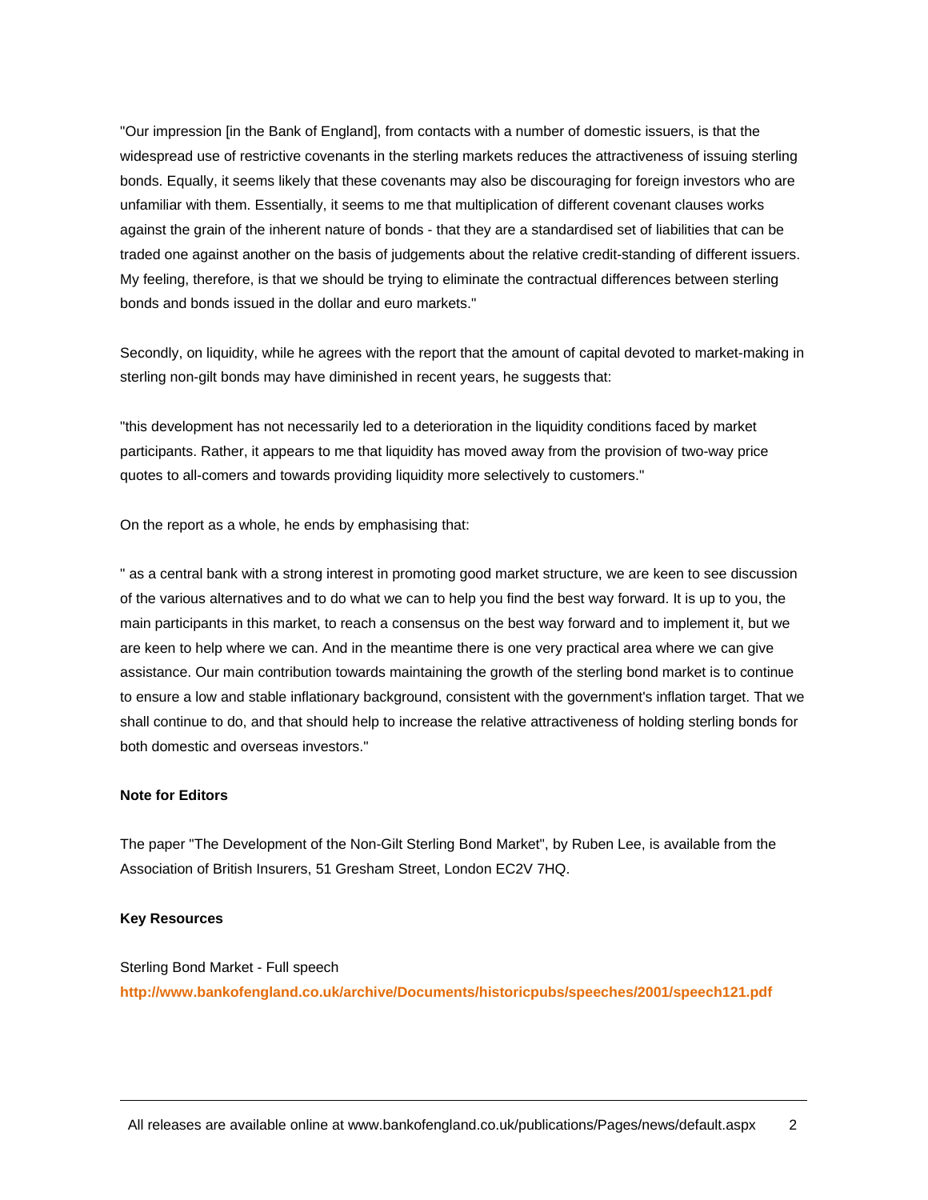"Our impression [in the Bank of England], from contacts with a number of domestic issuers, is that the widespread use of restrictive covenants in the sterling markets reduces the attractiveness of issuing sterling bonds. Equally, it seems likely that these covenants may also be discouraging for foreign investors who are unfamiliar with them. Essentially, it seems to me that multiplication of different covenant clauses works against the grain of the inherent nature of bonds - that they are a standardised set of liabilities that can be traded one against another on the basis of judgements about the relative credit-standing of different issuers. My feeling, therefore, is that we should be trying to eliminate the contractual differences between sterling bonds and bonds issued in the dollar and euro markets."

Secondly, on liquidity, while he agrees with the report that the amount of capital devoted to market-making in sterling non-gilt bonds may have diminished in recent years, he suggests that:

"this development has not necessarily led to a deterioration in the liquidity conditions faced by market participants. Rather, it appears to me that liquidity has moved away from the provision of two-way price quotes to all-comers and towards providing liquidity more selectively to customers."

On the report as a whole, he ends by emphasising that:

" as a central bank with a strong interest in promoting good market structure, we are keen to see discussion of the various alternatives and to do what we can to help you find the best way forward. It is up to you, the main participants in this market, to reach a consensus on the best way forward and to implement it, but we are keen to help where we can. And in the meantime there is one very practical area where we can give assistance. Our main contribution towards maintaining the growth of the sterling bond market is to continue to ensure a low and stable inflationary background, consistent with the government's inflation target. That we shall continue to do, and that should help to increase the relative attractiveness of holding sterling bonds for both domestic and overseas investors."

**Note for Editors**

The paper "The Development of the Non-Gilt Sterling Bond Market", by Ruben Lee, is available from the Association of British Insurers, 51 Gresham Street, London EC2V 7HQ.

**Key Resources**

Sterling Bond Market - Full speech
**http://www.bankofengland.co.uk/archive/Documents/historicpubs/speeches/2001/speech121.pdf**

All releases are available online at www.bankofengland.co.uk/publications/Pages/news/default.aspx